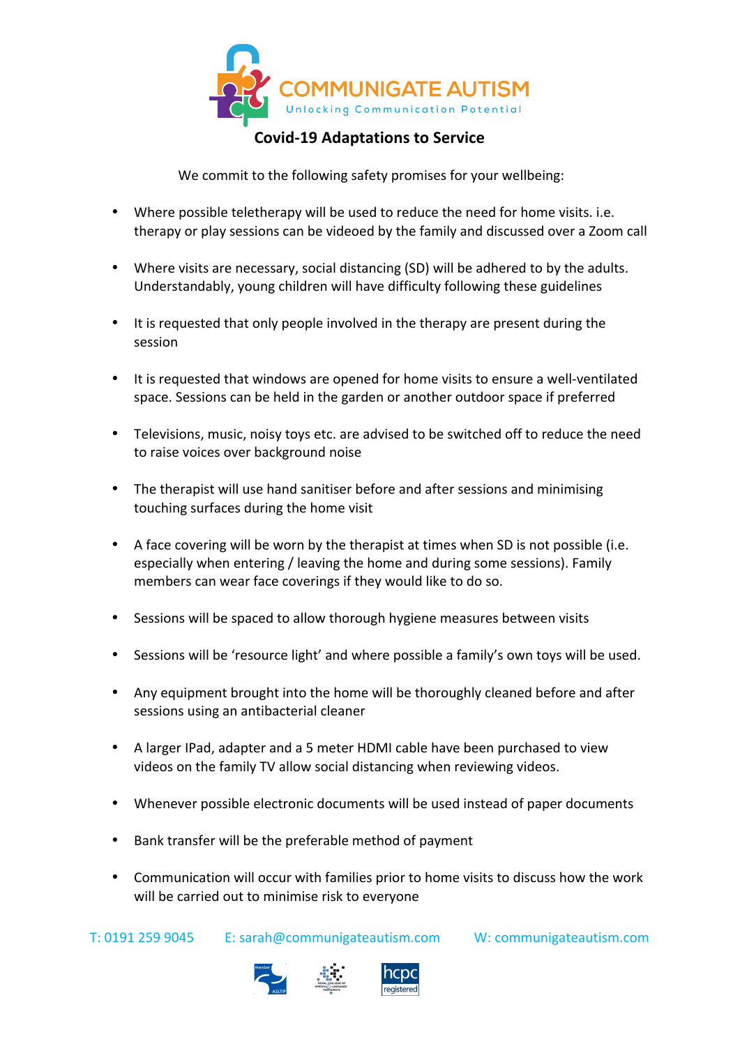COMMUNIGATE AUTISM

Unlocking Communication Potential

# Covid-19 Adaptations to Service

We commit to the following safety promises for your wellbeing:

- Where possible teletherapy will be used to reduce the need for home visits. i.e. therapy or play sessions can be videoed by the family and discussed over a Zoom call
- Where visits are necessary, social distancing (SD) will be adhered to by the adults. Understandably, young children will have difficulty following these guidelines
- It is requested that only people involved in the therapy are present during the session
- It is requested that windows are opened for home visits to ensure a well-ventilated space. Sessions can be held in the garden or another outdoor space if preferred
- Televisions, music, noisy toys etc. are advised to be switched off to reduce the need to raise voices over background noise
- The therapist will use hand sanitiser before and after sessions and minimising touching surfaces during the home visit
- A face covering will be worn by the therapist at times when SD is not possible (i.e. especially when entering / leaving the home and during some sessions). Family members can wear face coverings if they would like to do so.
- Sessions will be spaced to allow thorough hygiene measures between visits
- Sessions will be 'resource light' and where possible a family's own toys will be used.
- Any equipment brought into the home will be thoroughly cleaned before and after sessions using an antibacterial cleaner
- A larger IPad, adapter and a 5 meter HDMI cable have been purchased to view videos on the family TV allow social distancing when reviewing videos.
- Whenever possible electronic documents will be used instead of paper documents
- Bank transfer will be the preferable method of payment
- Communication will occur with families prior to home visits to discuss how the work will be carried out to minimise risk to everyone

T: 0191 259 9045 E: sarah@communigateautism.com W: communigateautism.com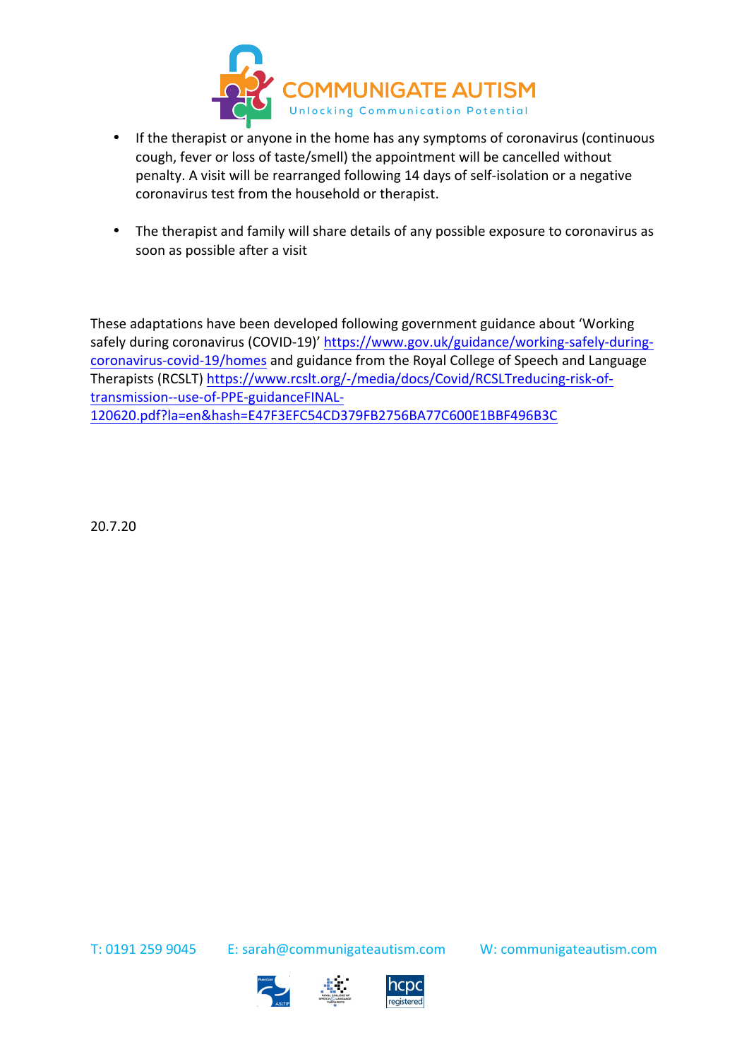- If the therapist or anyone in the home has any symptoms of coronavirus (continuous cough, fever or loss of taste/smell) the appointment will be cancelled without penalty. A visit will be rearranged following 14 days of self-isolation or a negative coronavirus test from the household or therapist.
- The therapist and family will share details of any possible exposure to coronavirus as soon as possible after a visit

These adaptations have been developed following government guidance about 'Working safely during coronavirus (COVID-19)' https://www.gov.uk/guidance/working-safely-during-coronavirus-covid-19/homes and guidance from the Royal College of Speech and Language Therapists (RCSLT) https://www.rcslt.org/-/media/docs/Covid/RCSLTreducing-risk-of-transmission--use-of-PPE-guidanceFINAL-120620.pdf?la=en&hash=E47F3EFC54CD379FB2756BA77C600E1BBF496B3C

20.7.20